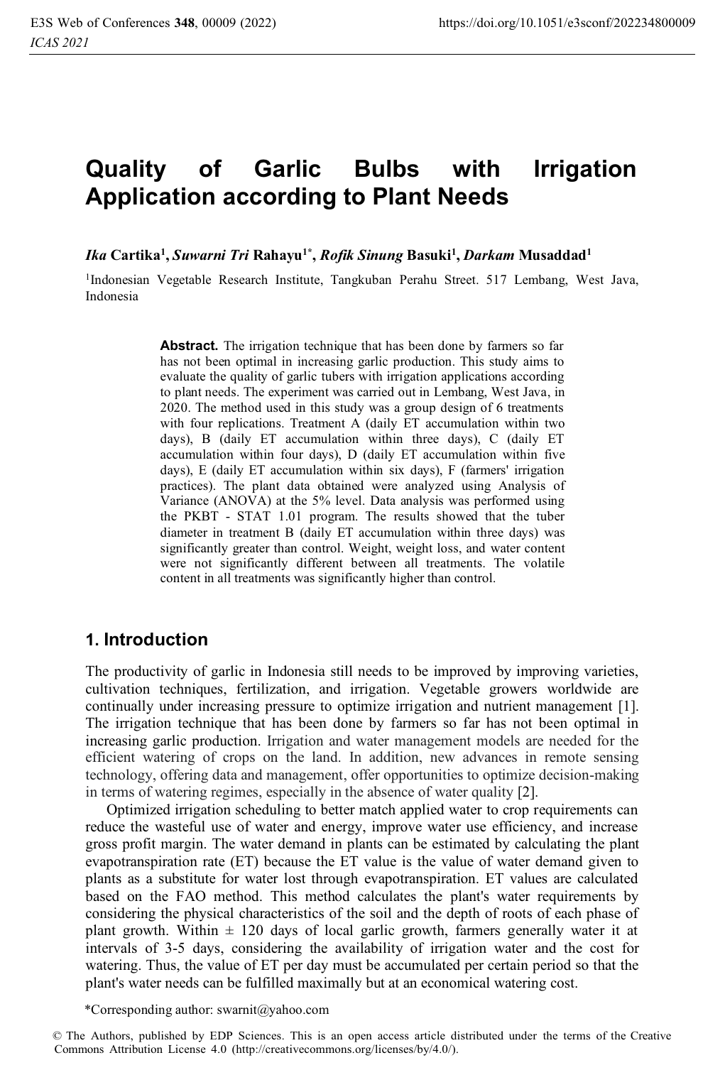# Quality of Garlic Bulbs with Irrigation Application according to Plant Needs

*Ika* **Cartika**[1], *Suwarni Tri* **Rahayu**[1*], *Rofik Sinung* **Basuki**[1], *Darkam* **Musaddad**[1]

[1]Indonesian Vegetable Research Institute, Tangkuban Perahu Street. 517 Lembang, West Java, Indonesia

**Abstract.** The irrigation technique that has been done by farmers so far has not been optimal in increasing garlic production. This study aims to evaluate the quality of garlic tubers with irrigation applications according to plant needs. The experiment was carried out in Lembang, West Java, in 2020. The method used in this study was a group design of 6 treatments with four replications. Treatment A (daily ET accumulation within two days), B (daily ET accumulation within three days), C (daily ET accumulation within four days), D (daily ET accumulation within five days), E (daily ET accumulation within six days), F (farmers' irrigation practices). The plant data obtained were analyzed using Analysis of Variance (ANOVA) at the 5% level. Data analysis was performed using the PKBT - STAT 1.01 program. The results showed that the tuber diameter in treatment B (daily ET accumulation within three days) was significantly greater than control. Weight, weight loss, and water content were not significantly different between all treatments. The volatile content in all treatments was significantly higher than control.

## 1. Introduction

The productivity of garlic in Indonesia still needs to be improved by improving varieties, cultivation techniques, fertilization, and irrigation. Vegetable growers worldwide are continually under increasing pressure to optimize irrigation and nutrient management [1]. The irrigation technique that has been done by farmers so far has not been optimal in increasing garlic production. Irrigation and water management models are needed for the efficient watering of crops on the land. In addition, new advances in remote sensing technology, offering data and management, offer opportunities to optimize decision-making in terms of watering regimes, especially in the absence of water quality [2].

Optimized irrigation scheduling to better match applied water to crop requirements can reduce the wasteful use of water and energy, improve water use efficiency, and increase gross profit margin. The water demand in plants can be estimated by calculating the plant evapotranspiration rate (ET) because the ET value is the value of water demand given to plants as a substitute for water lost through evapotranspiration. ET values are calculated based on the FAO method. This method calculates the plant's water requirements by considering the physical characteristics of the soil and the depth of roots of each phase of plant growth. Within ± 120 days of local garlic growth, farmers generally water it at intervals of 3-5 days, considering the availability of irrigation water and the cost for watering. Thus, the value of ET per day must be accumulated per certain period so that the plant's water needs can be fulfilled maximally but at an economical watering cost.

*Corresponding author: swarnit@yahoo.com

© The Authors, published by EDP Sciences. This is an open access article distributed under the terms of the Creative Commons Attribution License 4.0 (http://creativecommons.org/licenses/by/4.0/).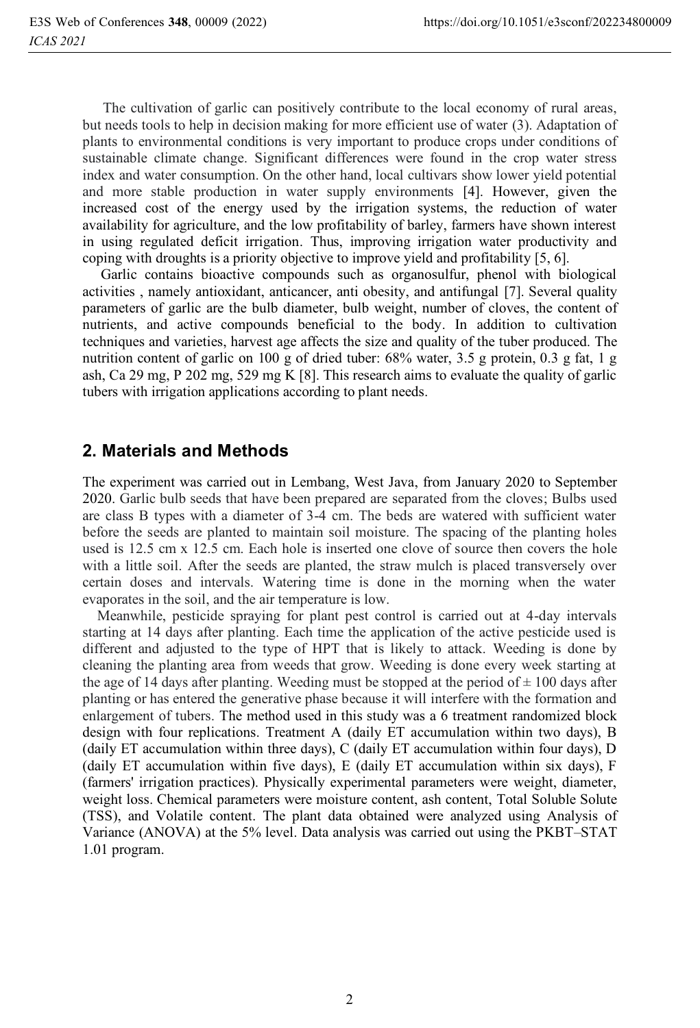The cultivation of garlic can positively contribute to the local economy of rural areas, but needs tools to help in decision making for more efficient use of water (3). Adaptation of plants to environmental conditions is very important to produce crops under conditions of sustainable climate change. Significant differences were found in the crop water stress index and water consumption. On the other hand, local cultivars show lower yield potential and more stable production in water supply environments [4]. However, given the increased cost of the energy used by the irrigation systems, the reduction of water availability for agriculture, and the low profitability of barley, farmers have shown interest in using regulated deficit irrigation. Thus, improving irrigation water productivity and coping with droughts is a priority objective to improve yield and profitability [5, 6].

Garlic contains bioactive compounds such as organosulfur, phenol with biological activities , namely antioxidant, anticancer, anti obesity, and antifungal [7]. Several quality parameters of garlic are the bulb diameter, bulb weight, number of cloves, the content of nutrients, and active compounds beneficial to the body. In addition to cultivation techniques and varieties, harvest age affects the size and quality of the tuber produced. The nutrition content of garlic on 100 g of dried tuber: 68% water, 3.5 g protein, 0.3 g fat, 1 g ash, Ca 29 mg, P 202 mg, 529 mg K [8]. This research aims to evaluate the quality of garlic tubers with irrigation applications according to plant needs.

## 2. Materials and Methods

The experiment was carried out in Lembang, West Java, from January 2020 to September 2020. Garlic bulb seeds that have been prepared are separated from the cloves; Bulbs used are class B types with a diameter of 3-4 cm. The beds are watered with sufficient water before the seeds are planted to maintain soil moisture. The spacing of the planting holes used is 12.5 cm x 12.5 cm. Each hole is inserted one clove of source then covers the hole with a little soil. After the seeds are planted, the straw mulch is placed transversely over certain doses and intervals. Watering time is done in the morning when the water evaporates in the soil, and the air temperature is low.

Meanwhile, pesticide spraying for plant pest control is carried out at 4-day intervals starting at 14 days after planting. Each time the application of the active pesticide used is different and adjusted to the type of HPT that is likely to attack. Weeding is done by cleaning the planting area from weeds that grow. Weeding is done every week starting at the age of 14 days after planting. Weeding must be stopped at the period of ± 100 days after planting or has entered the generative phase because it will interfere with the formation and enlargement of tubers. The method used in this study was a 6 treatment randomized block design with four replications. Treatment A (daily ET accumulation within two days), B (daily ET accumulation within three days), C (daily ET accumulation within four days), D (daily ET accumulation within five days), E (daily ET accumulation within six days), F (farmers' irrigation practices). Physically experimental parameters were weight, diameter, weight loss. Chemical parameters were moisture content, ash content, Total Soluble Solute (TSS), and Volatile content. The plant data obtained were analyzed using Analysis of Variance (ANOVA) at the 5% level. Data analysis was carried out using the PKBT–STAT 1.01 program.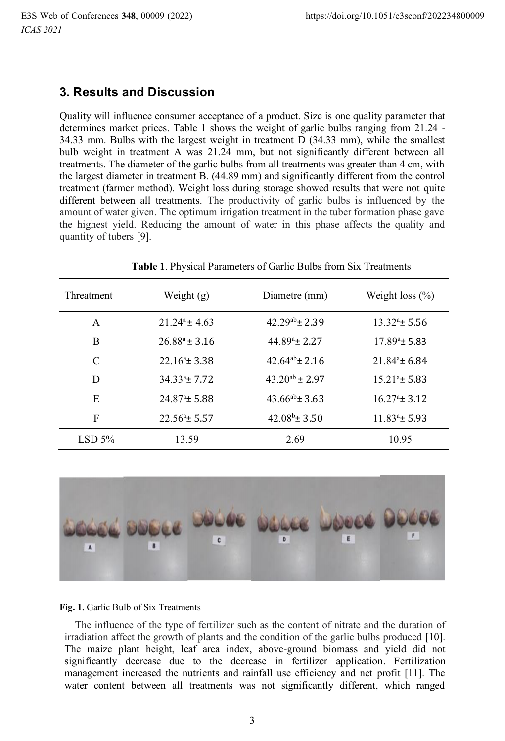## 3. Results and Discussion

Quality will influence consumer acceptance of a product. Size is one quality parameter that determines market prices. Table 1 shows the weight of garlic bulbs ranging from 21.24 - 34.33 mm. Bulbs with the largest weight in treatment D (34.33 mm), while the smallest bulb weight in treatment A was 21.24 mm, but not significantly different between all treatments. The diameter of the garlic bulbs from all treatments was greater than 4 cm, with the largest diameter in treatment B. (44.89 mm) and significantly different from the control treatment (farmer method). Weight loss during storage showed results that were not quite different between all treatments. The productivity of garlic bulbs is influenced by the amount of water given. The optimum irrigation treatment in the tuber formation phase gave the highest yield. Reducing the amount of water in this phase affects the quality and quantity of tubers [9].

**Table 1**. Physical Parameters of Garlic Bulbs from Six Treatments

| Threatment | Weight (g) | Diametre (mm) | Weight loss (%) |
|---|---|---|---|
| A | $21.24^{a} \pm 4.63$ | $42.29^{ab} \pm 2.39$ | $13.32^{a} \pm 5.56$ |
| B | $26.88^{a} \pm 3.16$ | $44.89^{a} \pm 2.27$ | $17.89^{a} \pm 5.83$ |
| C | $22.16^{a} \pm 3.38$ | $42.64^{ab} \pm 2.16$ | $21.84^{a} \pm 6.84$ |
| D | $34.33^{a} \pm 7.72$ | $43.20^{ab} \pm 2.97$ | $15.21^{a} \pm 5.83$ |
| E | $24.87^{a} \pm 5.88$ | $43.66^{ab} \pm 3.63$ | $16.27^{a} \pm 3.12$ |
| F | $22.56^{a} \pm 5.57$ | $42.08^{b} \pm 3.50$ | $11.83^{a} \pm 5.93$ |
| LSD 5% | 13.59 | 2.69 | 10.95 |

**Fig. 1.** Garlic Bulb of Six Treatments

The influence of the type of fertilizer such as the content of nitrate and the duration of irradiation affect the growth of plants and the condition of the garlic bulbs produced [10]. The maize plant height, leaf area index, above-ground biomass and yield did not significantly decrease due to the decrease in fertilizer application. Fertilization management increased the nutrients and rainfall use efficiency and net profit [11]. The water content between all treatments was not significantly different, which ranged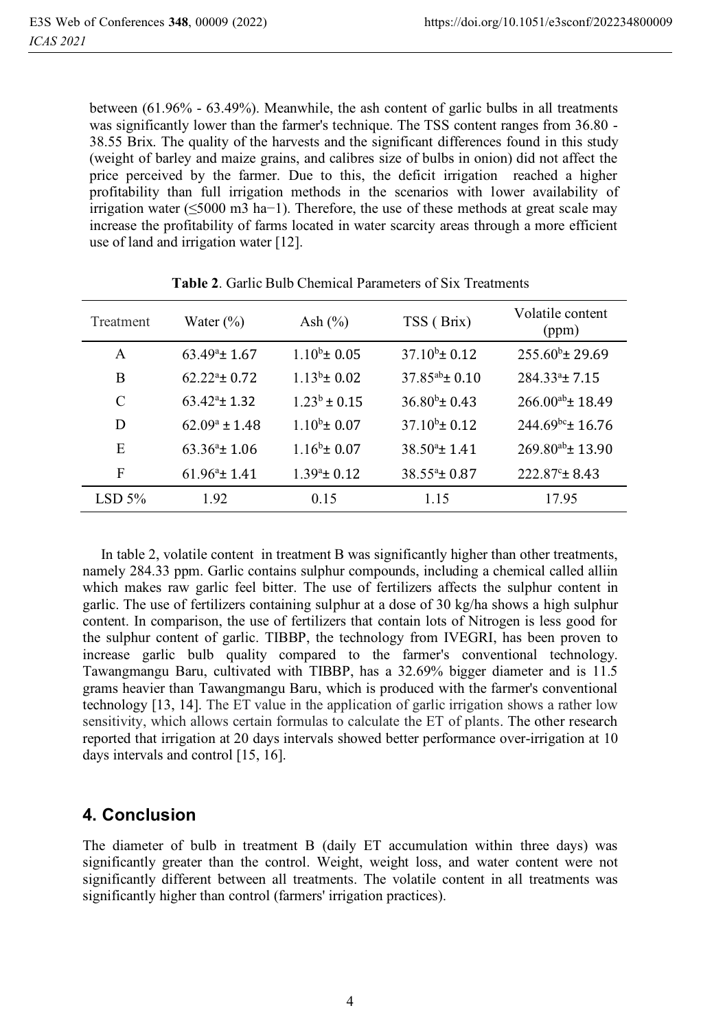between (61.96% - 63.49%). Meanwhile, the ash content of garlic bulbs in all treatments was significantly lower than the farmer's technique. The TSS content ranges from 36.80 - 38.55 Brix. The quality of the harvests and the significant differences found in this study (weight of barley and maize grains, and calibres size of bulbs in onion) did not affect the price perceived by the farmer. Due to this, the deficit irrigation reached a higher profitability than full irrigation methods in the scenarios with lower availability of irrigation water (≤5000 m3 ha−1). Therefore, the use of these methods at great scale may increase the profitability of farms located in water scarcity areas through a more efficient use of land and irrigation water [12].

**Table 2**. Garlic Bulb Chemical Parameters of Six Treatments

| Treatment | Water (%) | Ash (%) | TSS ( Brix) | Volatile content (ppm) |
|---|---|---|---|---|
| A | $63.49^{a}$± 1.67 | $1.10^{b}$± 0.05 | $37.10^{b}$± 0.12 | $255.60^{b}$± 29.69 |
| B | $62.22^{a}$± 0.72 | $1.13^{b}$± 0.02 | $37.85^{ab}$± 0.10 | $284.33^{a}$± 7.15 |
| C | $63.42^{a}$± 1.32 | $1.23^{b}$ ± 0.15 | $36.80^{b}$± 0.43 | $266.00^{ab}$± 18.49 |
| D | $62.09^{a}$ ± 1.48 | $1.10^{b}$± 0.07 | $37.10^{b}$± 0.12 | $244.69^{bc}$± 16.76 |
| E | $63.36^{a}$± 1.06 | $1.16^{b}$± 0.07 | $38.50^{a}$± 1.41 | $269.80^{ab}$± 13.90 |
| F | $61.96^{a}$± 1.41 | $1.39^{a}$± 0.12 | $38.55^{a}$± 0.87 | $222.87^{c}$± 8.43 |
| LSD 5% | 1.92 | 0.15 | 1.15 | 17.95 |

In table 2, volatile content in treatment B was significantly higher than other treatments, namely 284.33 ppm. Garlic contains sulphur compounds, including a chemical called alliin which makes raw garlic feel bitter. The use of fertilizers affects the sulphur content in garlic. The use of fertilizers containing sulphur at a dose of 30 kg/ha shows a high sulphur content. In comparison, the use of fertilizers that contain lots of Nitrogen is less good for the sulphur content of garlic. TIBBP, the technology from IVEGRI, has been proven to increase garlic bulb quality compared to the farmer's conventional technology. Tawangmangu Baru, cultivated with TIBBP, has a 32.69% bigger diameter and is 11.5 grams heavier than Tawangmangu Baru, which is produced with the farmer's conventional technology [13, 14]. The ET value in the application of garlic irrigation shows a rather low sensitivity, which allows certain formulas to calculate the ET of plants. The other research reported that irrigation at 20 days intervals showed better performance over-irrigation at 10 days intervals and control [15, 16].

## 4. Conclusion

The diameter of bulb in treatment B (daily ET accumulation within three days) was significantly greater than the control. Weight, weight loss, and water content were not significantly different between all treatments. The volatile content in all treatments was significantly higher than control (farmers' irrigation practices).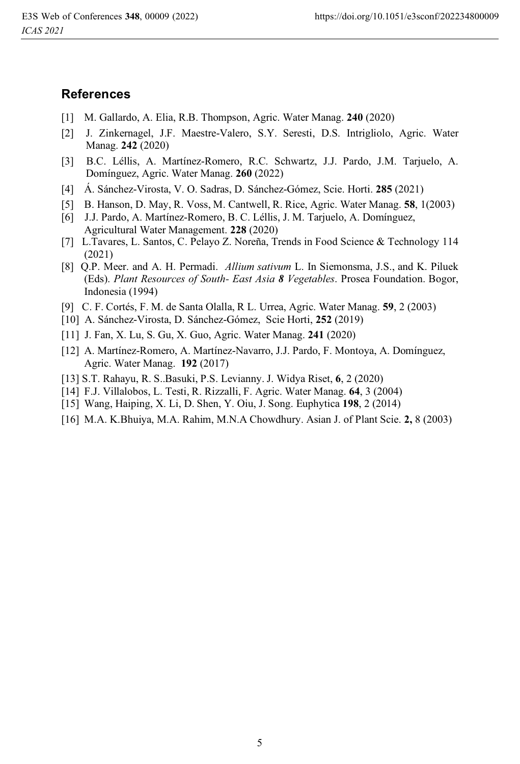## References

[1] M. Gallardo, A. Elia, R.B. Thompson, Agric. Water Manag. **240** (2020)

[2] J. Zinkernagel, J.F. Maestre-Valero, S.Y. Seresti, D.S. Intrigliolo, Agric. Water Manag. **242** (2020)

[3] B.C. Léllis, A. Martínez-Romero, R.C. Schwartz, J.J. Pardo, J.M. Tarjuelo, A. Domínguez, Agric. Water Manag. **260** (2022)

[4] Á. Sánchez-Virosta, V. O. Sadras, D. Sánchez-Gómez, Scie. Horti. **285** (2021)

[5] B. Hanson, D. May, R. Voss, M. Cantwell, R. Rice, Agric. Water Manag. **58**, 1(2003)

[6] J.J. Pardo, A. Martínez-Romero, B. C. Léllis, J. M. Tarjuelo, A. Domínguez, Agricultural Water Management. **228** (2020)

[7] L.Tavares, L. Santos, C. Pelayo Z. Noreña, Trends in Food Science & Technology 114 (2021)

[8] Q.P. Meer. and A. H. Permadi. *Allium sativum* L. In Siemonsma, J.S., and K. Piluek (Eds). *Plant Resources of South- East Asia **8** Vegetables*. Prosea Foundation. Bogor, Indonesia (1994)

[9] C. F. Cortés, F. M. de Santa Olalla, R L. Urrea, Agric. Water Manag. **59**, 2 (2003)

[10] A. Sánchez-Virosta, D. Sánchez-Gómez, Scie Horti, **252** (2019)

[11] J. Fan, X. Lu, S. Gu, X. Guo, Agric. Water Manag. **241** (2020)

[12] A. Martínez-Romero, A. Martínez-Navarro, J.J. Pardo, F. Montoya, A. Domínguez, Agric. Water Manag. **192** (2017)

[13] S.T. Rahayu, R. S..Basuki, P.S. Levianny. J. Widya Riset, **6**, 2 (2020)

[14] F.J. Villalobos, L. Testi, R. Rizzalli, F. Agric. Water Manag. **64**, 3 (2004)

[15] Wang, Haiping, X. Li, D. Shen, Y. Oiu, J. Song. Euphytica **198**, 2 (2014)

[16] M.A. K.Bhuiya, M.A. Rahim, M.N.A Chowdhury. Asian J. of Plant Scie. **2,** 8 (2003)